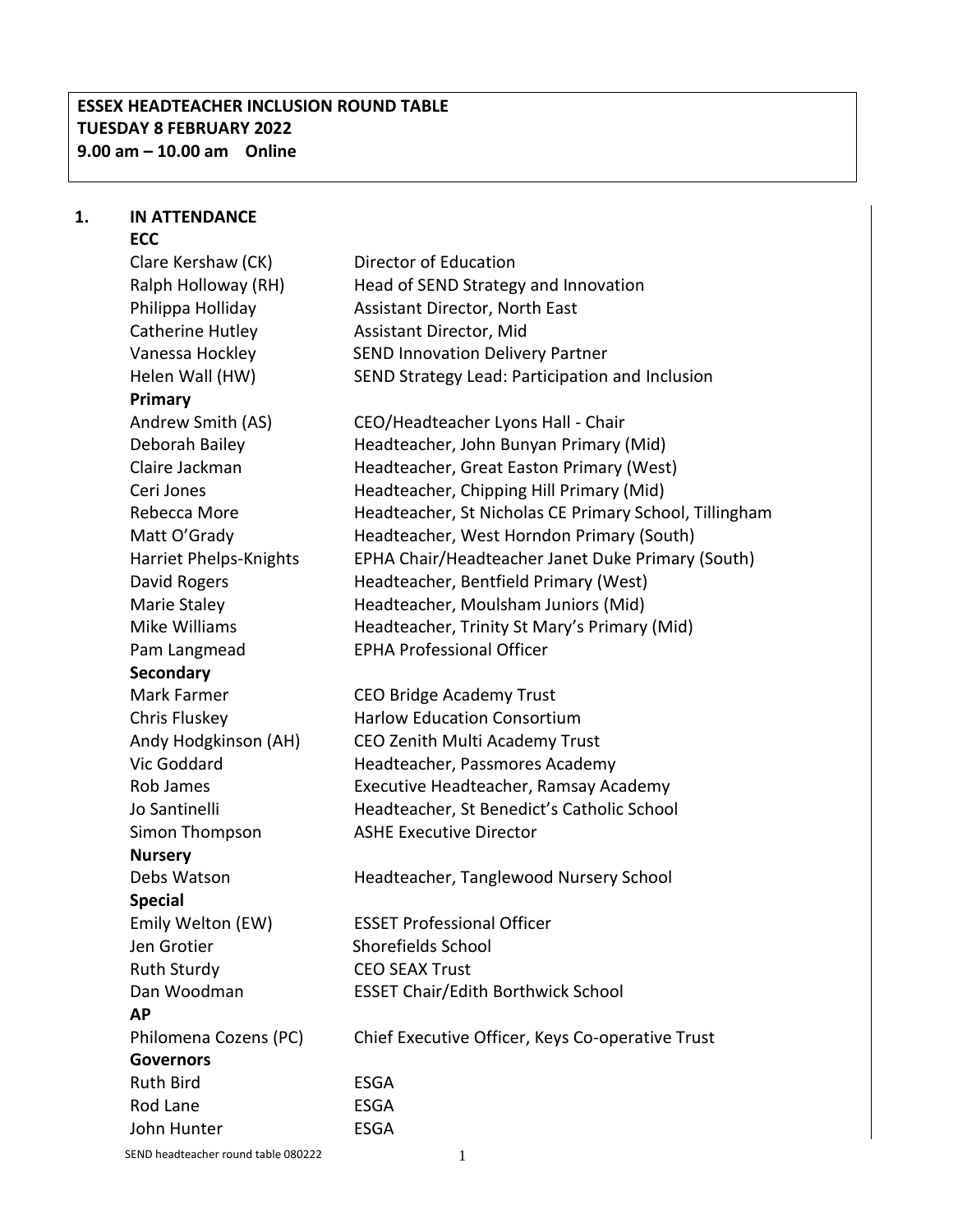**ESSEX HEADTEACHER INCLUSION ROUND TABLE**
**TUESDAY 8 FEBRUARY 2022**
**9.00 am – 10.00 am Online**

**1. IN ATTENDANCE**

**ECC**

| | |
|---|---|
| Clare Kershaw (CK) | Director of Education |
| Ralph Holloway (RH) | Head of SEND Strategy and Innovation |
| Philippa Holliday | Assistant Director, North East |
| Catherine Hutley | Assistant Director, Mid |
| Vanessa Hockley | SEND Innovation Delivery Partner |
| Helen Wall (HW) | SEND Strategy Lead: Participation and Inclusion |

**Primary**

| | |
|---|---|
| Andrew Smith (AS) | CEO/Headteacher Lyons Hall - Chair |
| Deborah Bailey | Headteacher, John Bunyan Primary (Mid) |
| Claire Jackman | Headteacher, Great Easton Primary (West) |
| Ceri Jones | Headteacher, Chipping Hill Primary (Mid) |
| Rebecca More | Headteacher, St Nicholas CE Primary School, Tillingham |
| Matt O'Grady | Headteacher, West Horndon Primary (South) |
| Harriet Phelps-Knights | EPHA Chair/Headteacher Janet Duke Primary (South) |
| David Rogers | Headteacher, Bentfield Primary (West) |
| Marie Staley | Headteacher, Moulsham Juniors (Mid) |
| Mike Williams | Headteacher, Trinity St Mary's Primary (Mid) |
| Pam Langmead | EPHA Professional Officer |

**Secondary**

| | |
|---|---|
| Mark Farmer | CEO Bridge Academy Trust |
| Chris Fluskey | Harlow Education Consortium |
| Andy Hodgkinson (AH) | CEO Zenith Multi Academy Trust |
| Vic Goddard | Headteacher, Passmores Academy |
| Rob James | Executive Headteacher, Ramsay Academy |
| Jo Santinelli | Headteacher, St Benedict's Catholic School |
| Simon Thompson | ASHE Executive Director |

**Nursery**

| | |
|---|---|
| Debs Watson | Headteacher, Tanglewood Nursery School |

**Special**

| | |
|---|---|
| Emily Welton (EW) | ESSET Professional Officer |
| Jen Grotier | Shorefields School |
| Ruth Sturdy | CEO SEAX Trust |
| Dan Woodman | ESSET Chair/Edith Borthwick School |

**AP**

| | |
|---|---|
| Philomena Cozens (PC) | Chief Executive Officer, Keys Co-operative Trust |

**Governors**

| | |
|---|---|
| Ruth Bird | ESGA |
| Rod Lane | ESGA |
| John Hunter | ESGA |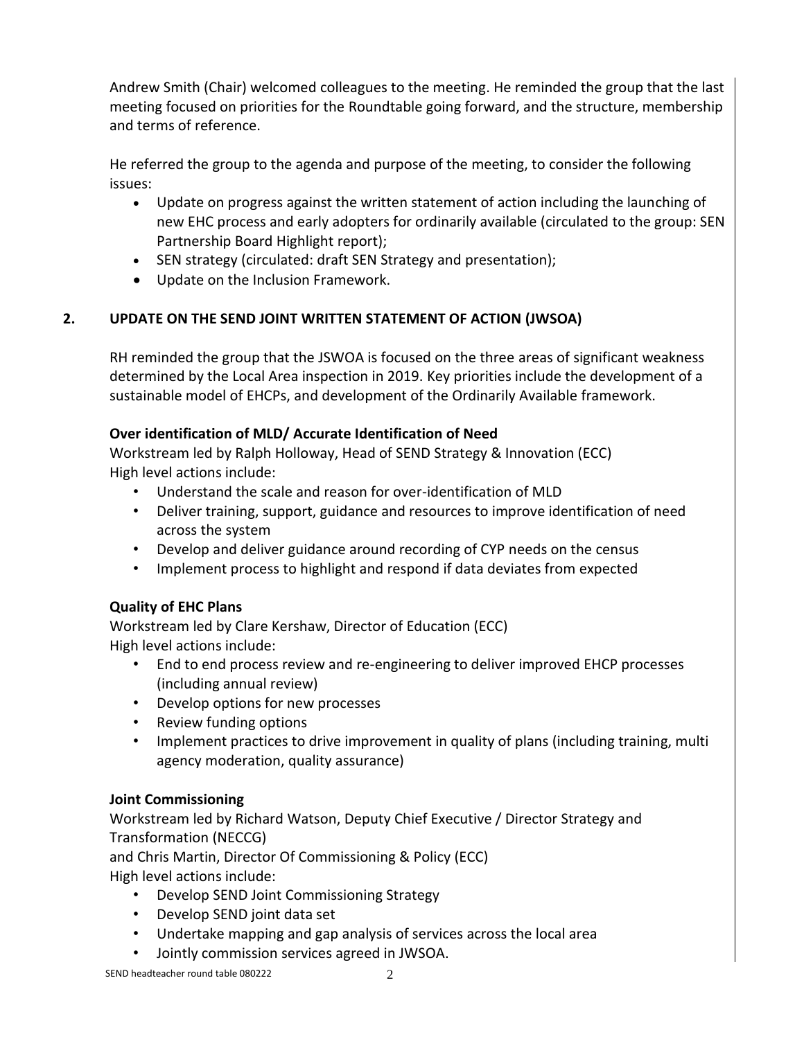Andrew Smith (Chair) welcomed colleagues to the meeting. He reminded the group that the last meeting focused on priorities for the Roundtable going forward, and the structure, membership and terms of reference.

He referred the group to the agenda and purpose of the meeting, to consider the following issues:

- Update on progress against the written statement of action including the launching of new EHC process and early adopters for ordinarily available (circulated to the group: SEN Partnership Board Highlight report);
- SEN strategy (circulated: draft SEN Strategy and presentation);
- Update on the Inclusion Framework.

## 2. UPDATE ON THE SEND JOINT WRITTEN STATEMENT OF ACTION (JWSOA)

RH reminded the group that the JSWOA is focused on the three areas of significant weakness determined by the Local Area inspection in 2019. Key priorities include the development of a sustainable model of EHCPs, and development of the Ordinarily Available framework.

**Over identification of MLD/ Accurate Identification of Need**

Workstream led by Ralph Holloway, Head of SEND Strategy & Innovation (ECC)
High level actions include:

- Understand the scale and reason for over-identification of MLD
- Deliver training, support, guidance and resources to improve identification of need across the system
- Develop and deliver guidance around recording of CYP needs on the census
- Implement process to highlight and respond if data deviates from expected

**Quality of EHC Plans**

Workstream led by Clare Kershaw, Director of Education (ECC)
High level actions include:

- End to end process review and re-engineering to deliver improved EHCP processes (including annual review)
- Develop options for new processes
- Review funding options
- Implement practices to drive improvement in quality of plans (including training, multi agency moderation, quality assurance)

**Joint Commissioning**

Workstream led by Richard Watson, Deputy Chief Executive / Director Strategy and Transformation (NECCG)
and Chris Martin, Director Of Commissioning & Policy (ECC)
High level actions include:

- Develop SEND Joint Commissioning Strategy
- Develop SEND joint data set
- Undertake mapping and gap analysis of services across the local area
- Jointly commission services agreed in JWSOA.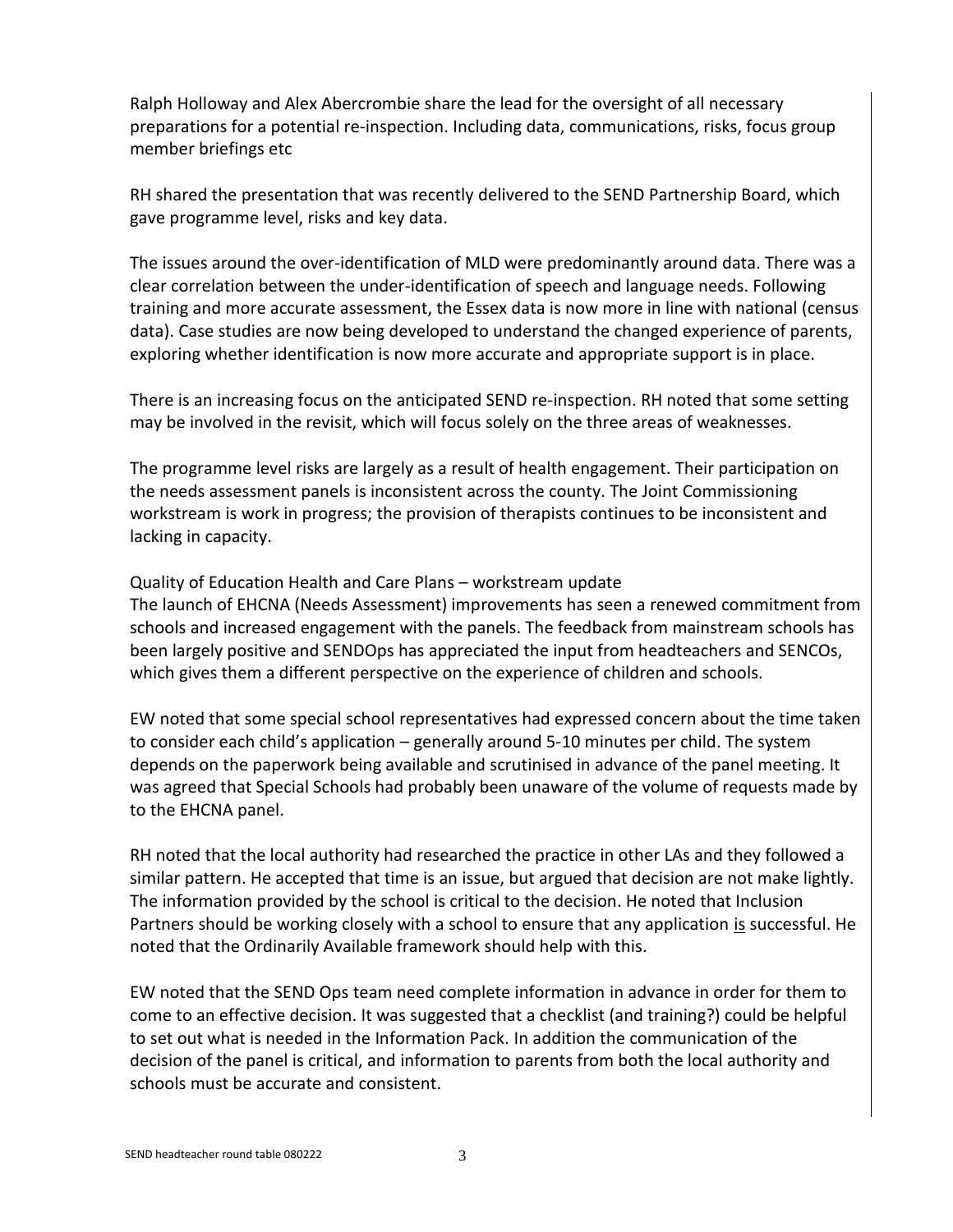Ralph Holloway and Alex Abercrombie share the lead for the oversight of all necessary preparations for a potential re-inspection. Including data, communications, risks, focus group member briefings etc

RH shared the presentation that was recently delivered to the SEND Partnership Board, which gave programme level, risks and key data.

The issues around the over-identification of MLD were predominantly around data. There was a clear correlation between the under-identification of speech and language needs. Following training and more accurate assessment, the Essex data is now more in line with national (census data). Case studies are now being developed to understand the changed experience of parents, exploring whether identification is now more accurate and appropriate support is in place.

There is an increasing focus on the anticipated SEND re-inspection. RH noted that some setting may be involved in the revisit, which will focus solely on the three areas of weaknesses.

The programme level risks are largely as a result of health engagement. Their participation on the needs assessment panels is inconsistent across the county. The Joint Commissioning workstream is work in progress; the provision of therapists continues to be inconsistent and lacking in capacity.

Quality of Education Health and Care Plans – workstream update

The launch of EHCNA (Needs Assessment) improvements has seen a renewed commitment from schools and increased engagement with the panels. The feedback from mainstream schools has been largely positive and SENDOps has appreciated the input from headteachers and SENCOs, which gives them a different perspective on the experience of children and schools.

EW noted that some special school representatives had expressed concern about the time taken to consider each child's application – generally around 5-10 minutes per child. The system depends on the paperwork being available and scrutinised in advance of the panel meeting. It was agreed that Special Schools had probably been unaware of the volume of requests made by to the EHCNA panel.

RH noted that the local authority had researched the practice in other LAs and they followed a similar pattern. He accepted that time is an issue, but argued that decision are not make lightly. The information provided by the school is critical to the decision. He noted that Inclusion Partners should be working closely with a school to ensure that any application <u>is</u> successful. He noted that the Ordinarily Available framework should help with this.

EW noted that the SEND Ops team need complete information in advance in order for them to come to an effective decision. It was suggested that a checklist (and training?) could be helpful to set out what is needed in the Information Pack. In addition the communication of the decision of the panel is critical, and information to parents from both the local authority and schools must be accurate and consistent.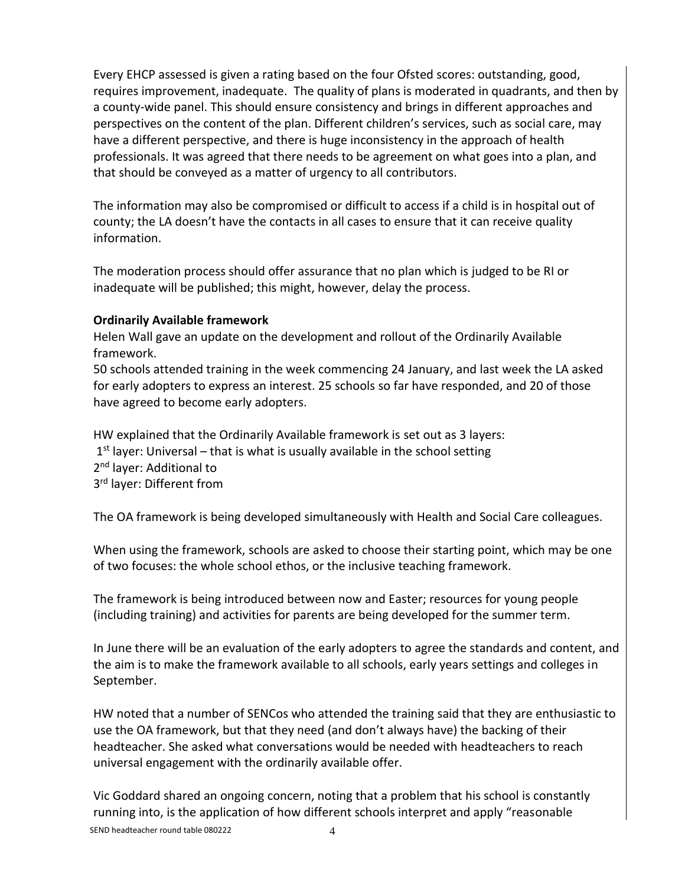Every EHCP assessed is given a rating based on the four Ofsted scores: outstanding, good, requires improvement, inadequate. The quality of plans is moderated in quadrants, and then by a county-wide panel. This should ensure consistency and brings in different approaches and perspectives on the content of the plan. Different children's services, such as social care, may have a different perspective, and there is huge inconsistency in the approach of health professionals. It was agreed that there needs to be agreement on what goes into a plan, and that should be conveyed as a matter of urgency to all contributors.

The information may also be compromised or difficult to access if a child is in hospital out of county; the LA doesn't have the contacts in all cases to ensure that it can receive quality information.

The moderation process should offer assurance that no plan which is judged to be RI or inadequate will be published; this might, however, delay the process.

**Ordinarily Available framework**

Helen Wall gave an update on the development and rollout of the Ordinarily Available framework.

50 schools attended training in the week commencing 24 January, and last week the LA asked for early adopters to express an interest. 25 schools so far have responded, and 20 of those have agreed to become early adopters.

HW explained that the Ordinarily Available framework is set out as 3 layers:
1st layer: Universal – that is what is usually available in the school setting
2nd layer: Additional to
3rd layer: Different from

The OA framework is being developed simultaneously with Health and Social Care colleagues.

When using the framework, schools are asked to choose their starting point, which may be one of two focuses: the whole school ethos, or the inclusive teaching framework.

The framework is being introduced between now and Easter; resources for young people (including training) and activities for parents are being developed for the summer term.

In June there will be an evaluation of the early adopters to agree the standards and content, and the aim is to make the framework available to all schools, early years settings and colleges in September.

HW noted that a number of SENCos who attended the training said that they are enthusiastic to use the OA framework, but that they need (and don't always have) the backing of their headteacher. She asked what conversations would be needed with headteachers to reach universal engagement with the ordinarily available offer.

Vic Goddard shared an ongoing concern, noting that a problem that his school is constantly running into, is the application of how different schools interpret and apply "reasonable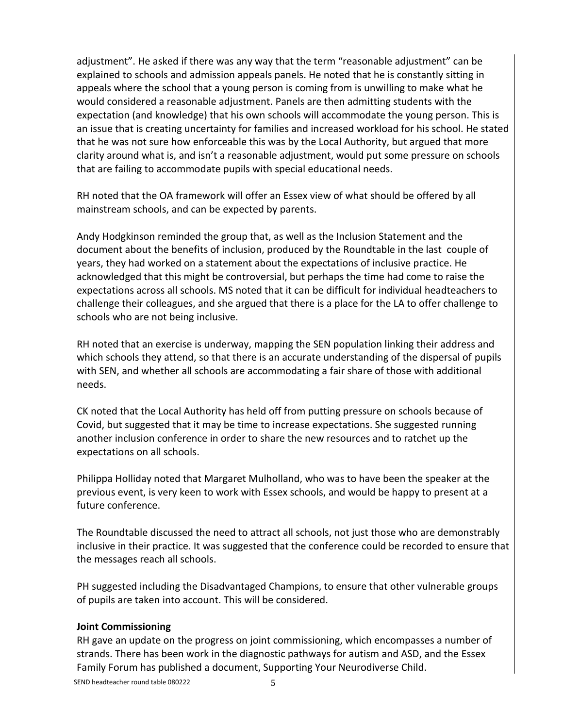adjustment". He asked if there was any way that the term "reasonable adjustment" can be explained to schools and admission appeals panels. He noted that he is constantly sitting in appeals where the school that a young person is coming from is unwilling to make what he would considered a reasonable adjustment. Panels are then admitting students with the expectation (and knowledge) that his own schools will accommodate the young person. This is an issue that is creating uncertainty for families and increased workload for his school. He stated that he was not sure how enforceable this was by the Local Authority, but argued that more clarity around what is, and isn't a reasonable adjustment, would put some pressure on schools that are failing to accommodate pupils with special educational needs.

RH noted that the OA framework will offer an Essex view of what should be offered by all mainstream schools, and can be expected by parents.

Andy Hodgkinson reminded the group that, as well as the Inclusion Statement and the document about the benefits of inclusion, produced by the Roundtable in the last couple of years, they had worked on a statement about the expectations of inclusive practice. He acknowledged that this might be controversial, but perhaps the time had come to raise the expectations across all schools. MS noted that it can be difficult for individual headteachers to challenge their colleagues, and she argued that there is a place for the LA to offer challenge to schools who are not being inclusive.

RH noted that an exercise is underway, mapping the SEN population linking their address and which schools they attend, so that there is an accurate understanding of the dispersal of pupils with SEN, and whether all schools are accommodating a fair share of those with additional needs.

CK noted that the Local Authority has held off from putting pressure on schools because of Covid, but suggested that it may be time to increase expectations. She suggested running another inclusion conference in order to share the new resources and to ratchet up the expectations on all schools.

Philippa Holliday noted that Margaret Mulholland, who was to have been the speaker at the previous event, is very keen to work with Essex schools, and would be happy to present at a future conference.

The Roundtable discussed the need to attract all schools, not just those who are demonstrably inclusive in their practice. It was suggested that the conference could be recorded to ensure that the messages reach all schools.

PH suggested including the Disadvantaged Champions, to ensure that other vulnerable groups of pupils are taken into account. This will be considered.

**Joint Commissioning**

RH gave an update on the progress on joint commissioning, which encompasses a number of strands. There has been work in the diagnostic pathways for autism and ASD, and the Essex Family Forum has published a document, Supporting Your Neurodiverse Child.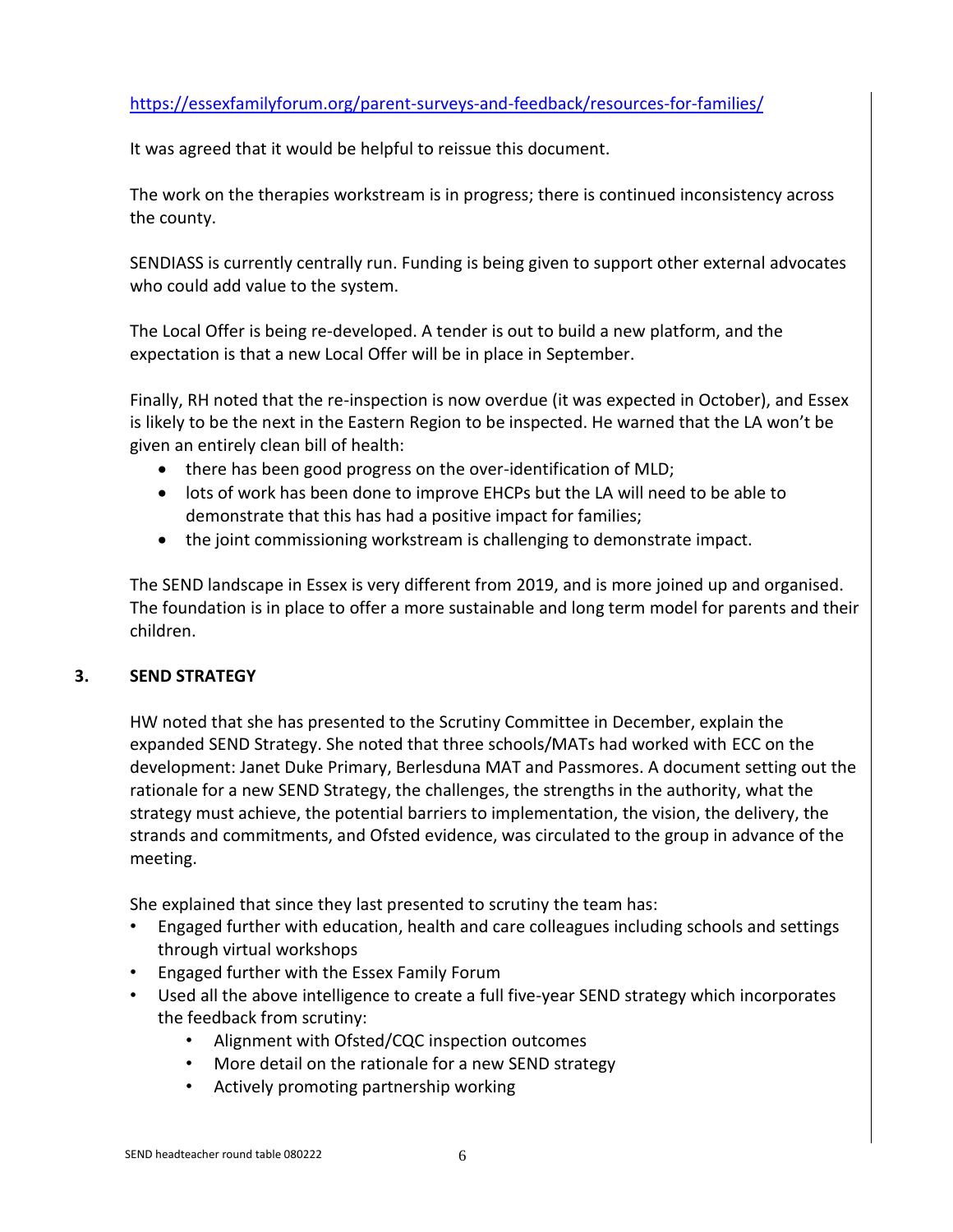https://essexfamilyforum.org/parent-surveys-and-feedback/resources-for-families/

It was agreed that it would be helpful to reissue this document.

The work on the therapies workstream is in progress; there is continued inconsistency across the county.

SENDIASS is currently centrally run. Funding is being given to support other external advocates who could add value to the system.

The Local Offer is being re-developed. A tender is out to build a new platform, and the expectation is that a new Local Offer will be in place in September.

Finally, RH noted that the re-inspection is now overdue (it was expected in October), and Essex is likely to be the next in the Eastern Region to be inspected. He warned that the LA won't be given an entirely clean bill of health:

- there has been good progress on the over-identification of MLD;
- lots of work has been done to improve EHCPs but the LA will need to be able to demonstrate that this has had a positive impact for families;
- the joint commissioning workstream is challenging to demonstrate impact.

The SEND landscape in Essex is very different from 2019, and is more joined up and organised. The foundation is in place to offer a more sustainable and long term model for parents and their children.

## 3. SEND STRATEGY

HW noted that she has presented to the Scrutiny Committee in December, explain the expanded SEND Strategy. She noted that three schools/MATs had worked with ECC on the development: Janet Duke Primary, Berlesduna MAT and Passmores. A document setting out the rationale for a new SEND Strategy, the challenges, the strengths in the authority, what the strategy must achieve, the potential barriers to implementation, the vision, the delivery, the strands and commitments, and Ofsted evidence, was circulated to the group in advance of the meeting.

She explained that since they last presented to scrutiny the team has:

- Engaged further with education, health and care colleagues including schools and settings through virtual workshops
- Engaged further with the Essex Family Forum
- Used all the above intelligence to create a full five-year SEND strategy which incorporates the feedback from scrutiny:
  - Alignment with Ofsted/CQC inspection outcomes
  - More detail on the rationale for a new SEND strategy
  - Actively promoting partnership working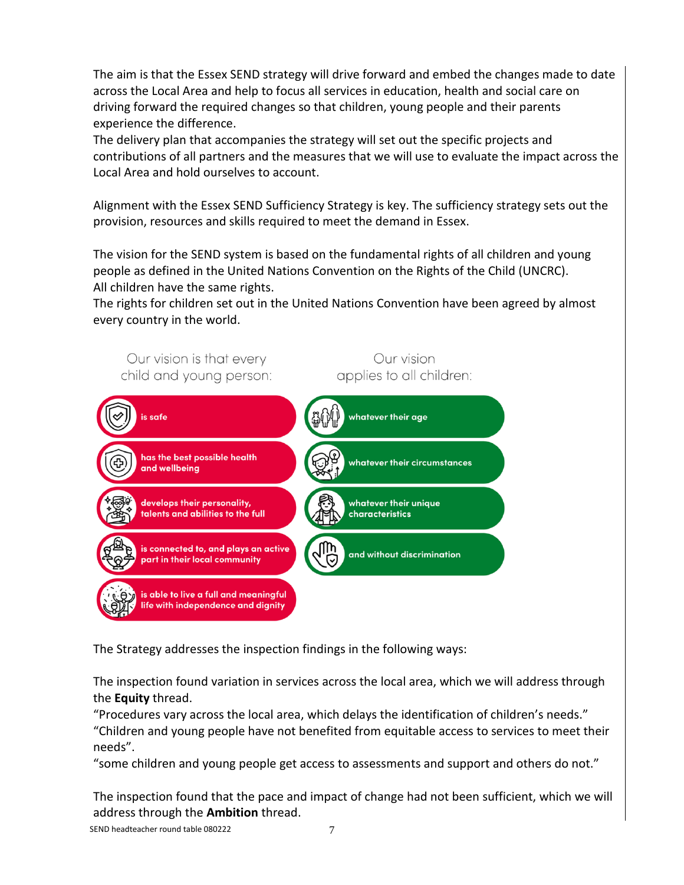The aim is that the Essex SEND strategy will drive forward and embed the changes made to date across the Local Area and help to focus all services in education, health and social care on driving forward the required changes so that children, young people and their parents experience the difference.
The delivery plan that accompanies the strategy will set out the specific projects and contributions of all partners and the measures that we will use to evaluate the impact across the Local Area and hold ourselves to account.

Alignment with the Essex SEND Sufficiency Strategy is key. The sufficiency strategy sets out the provision, resources and skills required to meet the demand in Essex.

The vision for the SEND system is based on the fundamental rights of all children and young people as defined in the United Nations Convention on the Rights of the Child (UNCRC).
All children have the same rights.
The rights for children set out in the United Nations Convention have been agreed by almost every country in the world.

Our vision is that every child and young person:

- is safe
- has the best possible health and wellbeing
- develops their personality, talents and abilities to the full
- is connected to, and plays an active part in their local community
- is able to live a full and meaningful life with independence and dignity

Our vision applies to all children:

- whatever their age
- whatever their circumstances
- whatever their unique characteristics
- and without discrimination

The Strategy addresses the inspection findings in the following ways:

The inspection found variation in services across the local area, which we will address through the **Equity** thread.
"Procedures vary across the local area, which delays the identification of children's needs."
"Children and young people have not benefited from equitable access to services to meet their needs".
"some children and young people get access to assessments and support and others do not."

The inspection found that the pace and impact of change had not been sufficient, which we will address through the **Ambition** thread.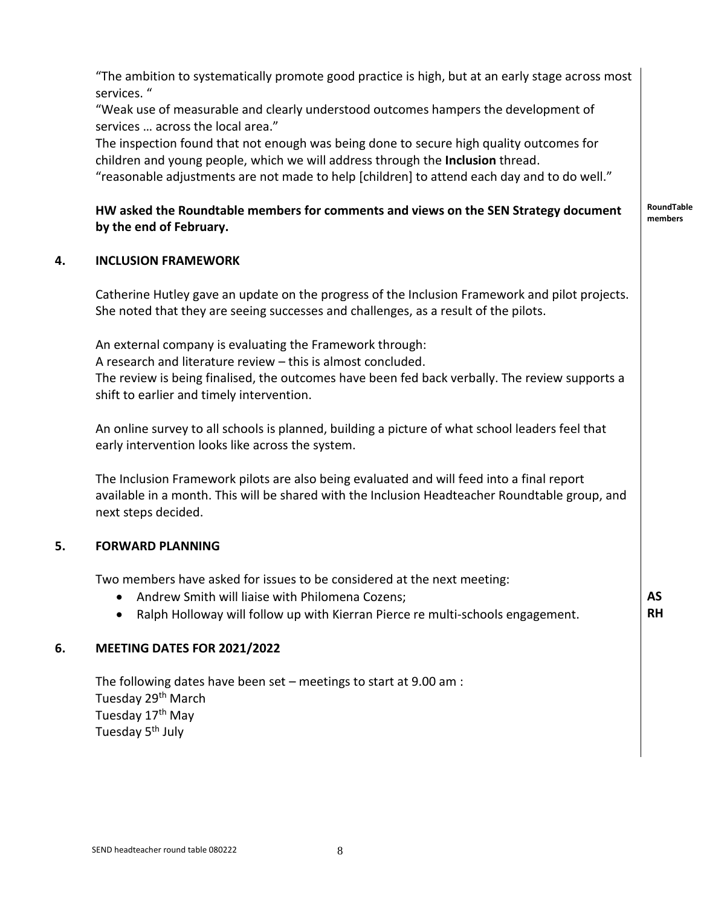"The ambition to systematically promote good practice is high, but at an early stage across most services. "

"Weak use of measurable and clearly understood outcomes hampers the development of services … across the local area."

The inspection found that not enough was being done to secure high quality outcomes for children and young people, which we will address through the **Inclusion** thread.

"reasonable adjustments are not made to help [children] to attend each day and to do well."

**HW asked the Roundtable members for comments and views on the SEN Strategy document by the end of February.** — **RoundTable members**

## 4. INCLUSION FRAMEWORK

Catherine Hutley gave an update on the progress of the Inclusion Framework and pilot projects. She noted that they are seeing successes and challenges, as a result of the pilots.

An external company is evaluating the Framework through:

A research and literature review – this is almost concluded.

The review is being finalised, the outcomes have been fed back verbally. The review supports a shift to earlier and timely intervention.

An online survey to all schools is planned, building a picture of what school leaders feel that early intervention looks like across the system.

The Inclusion Framework pilots are also being evaluated and will feed into a final report available in a month. This will be shared with the Inclusion Headteacher Roundtable group, and next steps decided.

## 5. FORWARD PLANNING

Two members have asked for issues to be considered at the next meeting:

- Andrew Smith will liaise with Philomena Cozens; — **AS**
- Ralph Holloway will follow up with Kierran Pierce re multi-schools engagement. — **RH**

## 6. MEETING DATES FOR 2021/2022

The following dates have been set – meetings to start at 9.00 am :

Tuesday 29th March

Tuesday 17th May

Tuesday 5th July